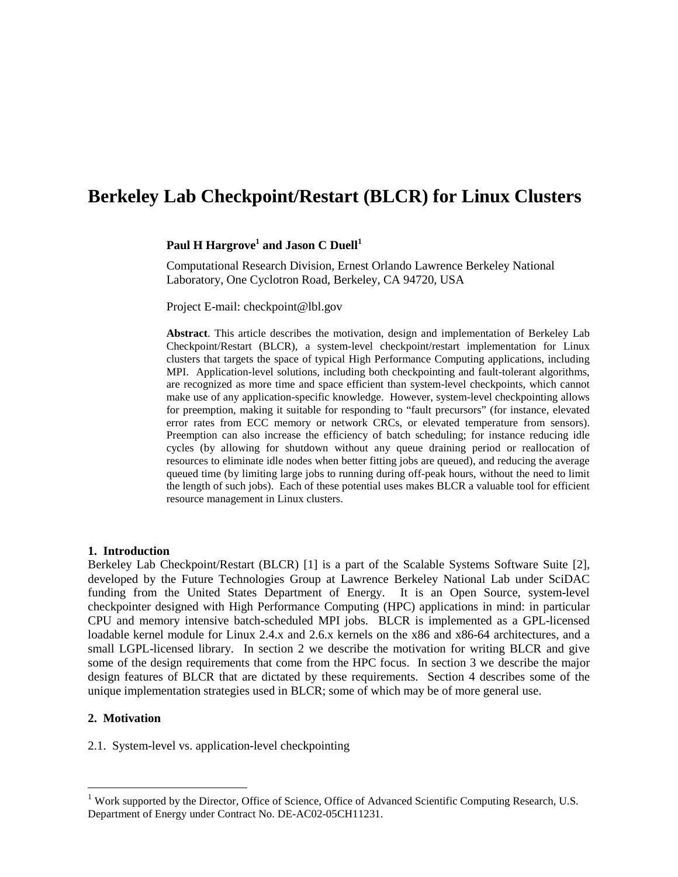# Berkeley Lab Checkpoint/Restart (BLCR) for Linux Clusters

**Paul H Hargrove[1] and Jason C Duell[1]**

Computational Research Division, Ernest Orlando Lawrence Berkeley National Laboratory, One Cyclotron Road, Berkeley, CA 94720, USA

Project E-mail: checkpoint@lbl.gov

**Abstract**. This article describes the motivation, design and implementation of Berkeley Lab Checkpoint/Restart (BLCR), a system-level checkpoint/restart implementation for Linux clusters that targets the space of typical High Performance Computing applications, including MPI. Application-level solutions, including both checkpointing and fault-tolerant algorithms, are recognized as more time and space efficient than system-level checkpoints, which cannot make use of any application-specific knowledge. However, system-level checkpointing allows for preemption, making it suitable for responding to "fault precursors" (for instance, elevated error rates from ECC memory or network CRCs, or elevated temperature from sensors). Preemption can also increase the efficiency of batch scheduling; for instance reducing idle cycles (by allowing for shutdown without any queue draining period or reallocation of resources to eliminate idle nodes when better fitting jobs are queued), and reducing the average queued time (by limiting large jobs to running during off-peak hours, without the need to limit the length of such jobs). Each of these potential uses makes BLCR a valuable tool for efficient resource management in Linux clusters.

## 1. Introduction

Berkeley Lab Checkpoint/Restart (BLCR) [1] is a part of the Scalable Systems Software Suite [2], developed by the Future Technologies Group at Lawrence Berkeley National Lab under SciDAC funding from the United States Department of Energy. It is an Open Source, system-level checkpointer designed with High Performance Computing (HPC) applications in mind: in particular CPU and memory intensive batch-scheduled MPI jobs. BLCR is implemented as a GPL-licensed loadable kernel module for Linux 2.4.x and 2.6.x kernels on the x86 and x86-64 architectures, and a small LGPL-licensed library. In section 2 we describe the motivation for writing BLCR and give some of the design requirements that come from the HPC focus. In section 3 we describe the major design features of BLCR that are dictated by these requirements. Section 4 describes some of the unique implementation strategies used in BLCR; some of which may be of more general use.

## 2. Motivation

### 2.1. System-level vs. application-level checkpointing

---

[1] Work supported by the Director, Office of Science, Office of Advanced Scientific Computing Research, U.S. Department of Energy under Contract No. DE-AC02-05CH11231.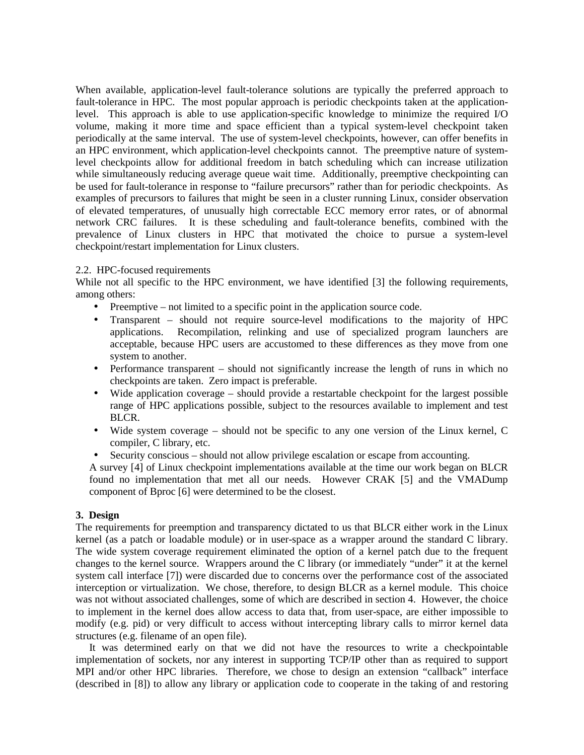When available, application-level fault-tolerance solutions are typically the preferred approach to fault-tolerance in HPC. The most popular approach is periodic checkpoints taken at the application-level. This approach is able to use application-specific knowledge to minimize the required I/O volume, making it more time and space efficient than a typical system-level checkpoint taken periodically at the same interval. The use of system-level checkpoints, however, can offer benefits in an HPC environment, which application-level checkpoints cannot. The preemptive nature of system-level checkpoints allow for additional freedom in batch scheduling which can increase utilization while simultaneously reducing average queue wait time. Additionally, preemptive checkpointing can be used for fault-tolerance in response to "failure precursors" rather than for periodic checkpoints. As examples of precursors to failures that might be seen in a cluster running Linux, consider observation of elevated temperatures, of unusually high correctable ECC memory error rates, or of abnormal network CRC failures. It is these scheduling and fault-tolerance benefits, combined with the prevalence of Linux clusters in HPC that motivated the choice to pursue a system-level checkpoint/restart implementation for Linux clusters.

2.2. HPC-focused requirements

While not all specific to the HPC environment, we have identified [3] the following requirements, among others:

- Preemptive – not limited to a specific point in the application source code.
- Transparent – should not require source-level modifications to the majority of HPC applications. Recompilation, relinking and use of specialized program launchers are acceptable, because HPC users are accustomed to these differences as they move from one system to another.
- Performance transparent – should not significantly increase the length of runs in which no checkpoints are taken. Zero impact is preferable.
- Wide application coverage – should provide a restartable checkpoint for the largest possible range of HPC applications possible, subject to the resources available to implement and test BLCR.
- Wide system coverage – should not be specific to any one version of the Linux kernel, C compiler, C library, etc.
- Security conscious – should not allow privilege escalation or escape from accounting.

A survey [4] of Linux checkpoint implementations available at the time our work began on BLCR found no implementation that met all our needs. However CRAK [5] and the VMADump component of Bproc [6] were determined to be the closest.

## 3. Design

The requirements for preemption and transparency dictated to us that BLCR either work in the Linux kernel (as a patch or loadable module) or in user-space as a wrapper around the standard C library. The wide system coverage requirement eliminated the option of a kernel patch due to the frequent changes to the kernel source. Wrappers around the C library (or immediately "under" it at the kernel system call interface [7]) were discarded due to concerns over the performance cost of the associated interception or virtualization. We chose, therefore, to design BLCR as a kernel module. This choice was not without associated challenges, some of which are described in section 4. However, the choice to implement in the kernel does allow access to data that, from user-space, are either impossible to modify (e.g. pid) or very difficult to access without intercepting library calls to mirror kernel data structures (e.g. filename of an open file).

It was determined early on that we did not have the resources to write a checkpointable implementation of sockets, nor any interest in supporting TCP/IP other than as required to support MPI and/or other HPC libraries. Therefore, we chose to design an extension "callback" interface (described in [8]) to allow any library or application code to cooperate in the taking of and restoring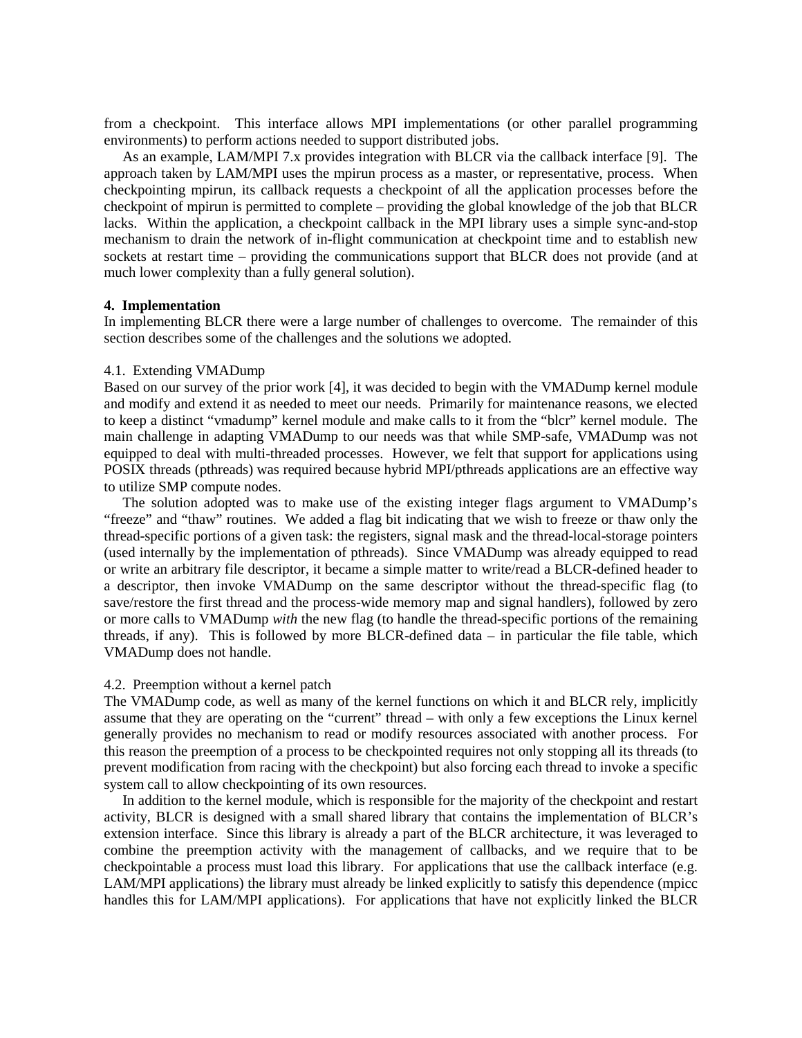from a checkpoint. This interface allows MPI implementations (or other parallel programming environments) to perform actions needed to support distributed jobs.

As an example, LAM/MPI 7.x provides integration with BLCR via the callback interface [9]. The approach taken by LAM/MPI uses the mpirun process as a master, or representative, process. When checkpointing mpirun, its callback requests a checkpoint of all the application processes before the checkpoint of mpirun is permitted to complete – providing the global knowledge of the job that BLCR lacks. Within the application, a checkpoint callback in the MPI library uses a simple sync-and-stop mechanism to drain the network of in-flight communication at checkpoint time and to establish new sockets at restart time – providing the communications support that BLCR does not provide (and at much lower complexity than a fully general solution).

## 4. Implementation

In implementing BLCR there were a large number of challenges to overcome. The remainder of this section describes some of the challenges and the solutions we adopted.

### 4.1. Extending VMADump

Based on our survey of the prior work [4], it was decided to begin with the VMADump kernel module and modify and extend it as needed to meet our needs. Primarily for maintenance reasons, we elected to keep a distinct "vmadump" kernel module and make calls to it from the "blcr" kernel module. The main challenge in adapting VMADump to our needs was that while SMP-safe, VMADump was not equipped to deal with multi-threaded processes. However, we felt that support for applications using POSIX threads (pthreads) was required because hybrid MPI/pthreads applications are an effective way to utilize SMP compute nodes.

The solution adopted was to make use of the existing integer flags argument to VMADump's "freeze" and "thaw" routines. We added a flag bit indicating that we wish to freeze or thaw only the thread-specific portions of a given task: the registers, signal mask and the thread-local-storage pointers (used internally by the implementation of pthreads). Since VMADump was already equipped to read or write an arbitrary file descriptor, it became a simple matter to write/read a BLCR-defined header to a descriptor, then invoke VMADump on the same descriptor without the thread-specific flag (to save/restore the first thread and the process-wide memory map and signal handlers), followed by zero or more calls to VMADump *with* the new flag (to handle the thread-specific portions of the remaining threads, if any). This is followed by more BLCR-defined data – in particular the file table, which VMADump does not handle.

### 4.2. Preemption without a kernel patch

The VMADump code, as well as many of the kernel functions on which it and BLCR rely, implicitly assume that they are operating on the "current" thread – with only a few exceptions the Linux kernel generally provides no mechanism to read or modify resources associated with another process. For this reason the preemption of a process to be checkpointed requires not only stopping all its threads (to prevent modification from racing with the checkpoint) but also forcing each thread to invoke a specific system call to allow checkpointing of its own resources.

In addition to the kernel module, which is responsible for the majority of the checkpoint and restart activity, BLCR is designed with a small shared library that contains the implementation of BLCR's extension interface. Since this library is already a part of the BLCR architecture, it was leveraged to combine the preemption activity with the management of callbacks, and we require that to be checkpointable a process must load this library. For applications that use the callback interface (e.g. LAM/MPI applications) the library must already be linked explicitly to satisfy this dependence (mpicc handles this for LAM/MPI applications). For applications that have not explicitly linked the BLCR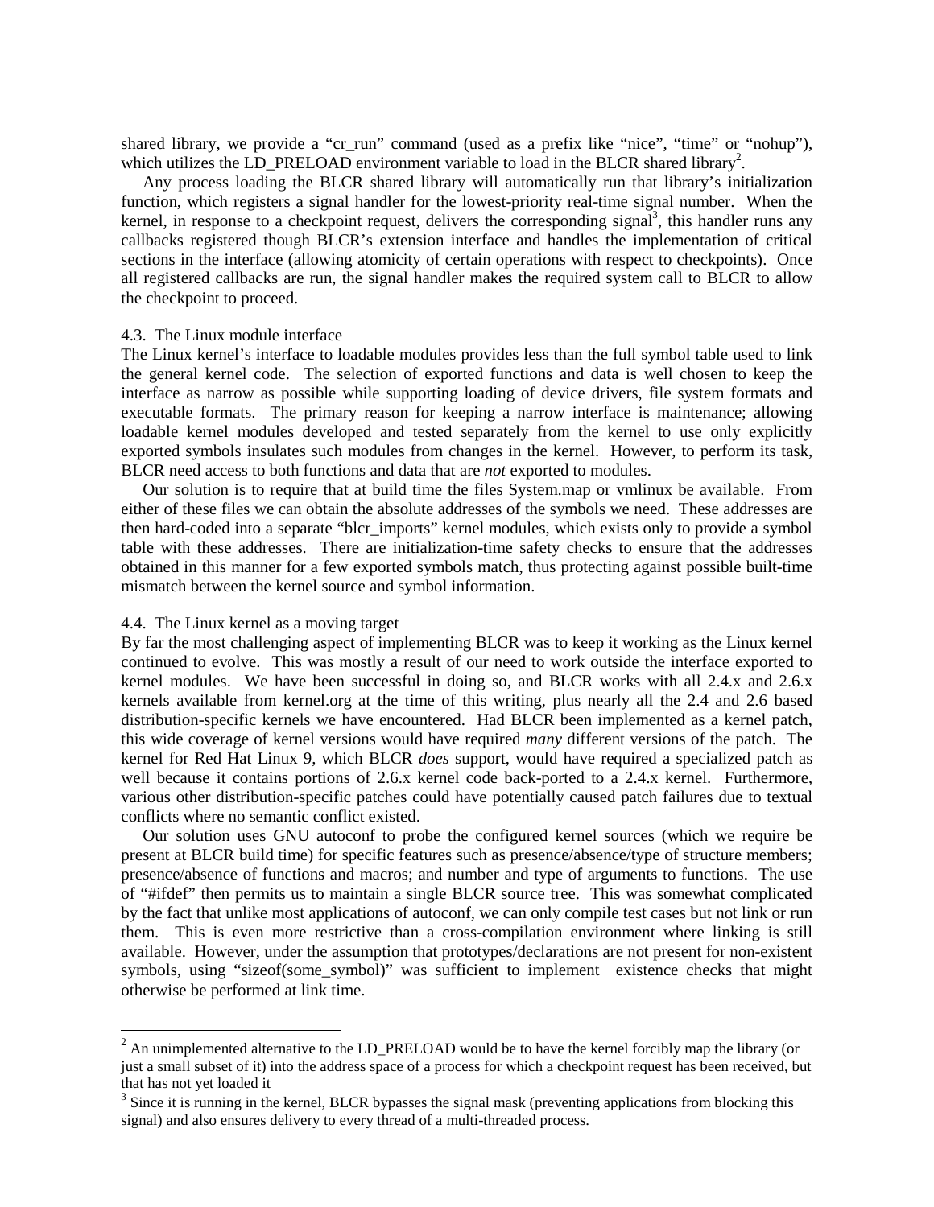shared library, we provide a "cr_run" command (used as a prefix like "nice", "time" or "nohup"), which utilizes the LD_PRELOAD environment variable to load in the BLCR shared library[2].

Any process loading the BLCR shared library will automatically run that library's initialization function, which registers a signal handler for the lowest-priority real-time signal number. When the kernel, in response to a checkpoint request, delivers the corresponding signal[3], this handler runs any callbacks registered though BLCR's extension interface and handles the implementation of critical sections in the interface (allowing atomicity of certain operations with respect to checkpoints). Once all registered callbacks are run, the signal handler makes the required system call to BLCR to allow the checkpoint to proceed.

### 4.3. The Linux module interface

The Linux kernel's interface to loadable modules provides less than the full symbol table used to link the general kernel code. The selection of exported functions and data is well chosen to keep the interface as narrow as possible while supporting loading of device drivers, file system formats and executable formats. The primary reason for keeping a narrow interface is maintenance; allowing loadable kernel modules developed and tested separately from the kernel to use only explicitly exported symbols insulates such modules from changes in the kernel. However, to perform its task, BLCR need access to both functions and data that are *not* exported to modules.

Our solution is to require that at build time the files System.map or vmlinux be available. From either of these files we can obtain the absolute addresses of the symbols we need. These addresses are then hard-coded into a separate "blcr_imports" kernel modules, which exists only to provide a symbol table with these addresses. There are initialization-time safety checks to ensure that the addresses obtained in this manner for a few exported symbols match, thus protecting against possible built-time mismatch between the kernel source and symbol information.

### 4.4. The Linux kernel as a moving target

By far the most challenging aspect of implementing BLCR was to keep it working as the Linux kernel continued to evolve. This was mostly a result of our need to work outside the interface exported to kernel modules. We have been successful in doing so, and BLCR works with all 2.4.x and 2.6.x kernels available from kernel.org at the time of this writing, plus nearly all the 2.4 and 2.6 based distribution-specific kernels we have encountered. Had BLCR been implemented as a kernel patch, this wide coverage of kernel versions would have required *many* different versions of the patch. The kernel for Red Hat Linux 9, which BLCR *does* support, would have required a specialized patch as well because it contains portions of 2.6.x kernel code back-ported to a 2.4.x kernel. Furthermore, various other distribution-specific patches could have potentially caused patch failures due to textual conflicts where no semantic conflict existed.

Our solution uses GNU autoconf to probe the configured kernel sources (which we require be present at BLCR build time) for specific features such as presence/absence/type of structure members; presence/absence of functions and macros; and number and type of arguments to functions. The use of "#ifdef" then permits us to maintain a single BLCR source tree. This was somewhat complicated by the fact that unlike most applications of autoconf, we can only compile test cases but not link or run them. This is even more restrictive than a cross-compilation environment where linking is still available. However, under the assumption that prototypes/declarations are not present for non-existent symbols, using "sizeof(some_symbol)" was sufficient to implement existence checks that might otherwise be performed at link time.

---

[2] An unimplemented alternative to the LD_PRELOAD would be to have the kernel forcibly map the library (or just a small subset of it) into the address space of a process for which a checkpoint request has been received, but that has not yet loaded it

[3] Since it is running in the kernel, BLCR bypasses the signal mask (preventing applications from blocking this signal) and also ensures delivery to every thread of a multi-threaded process.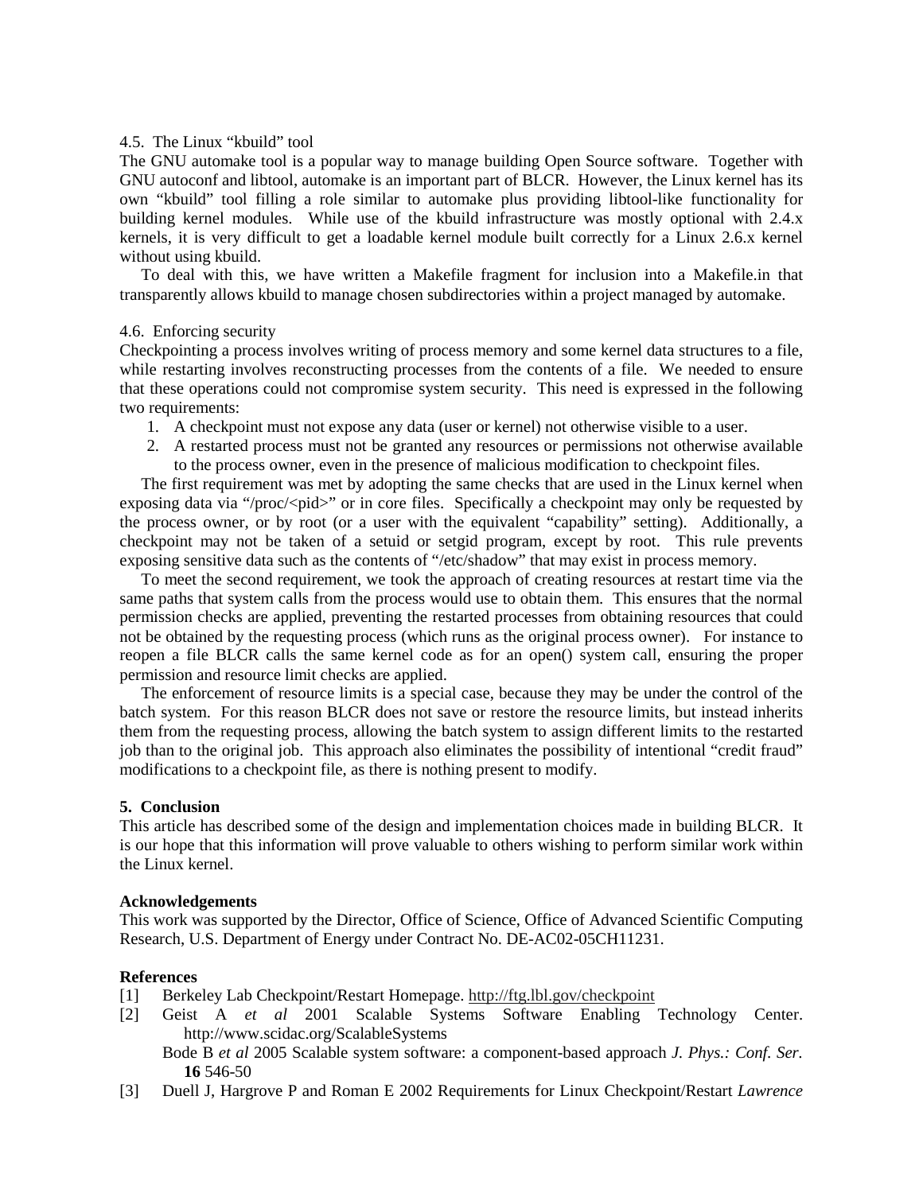### 4.5. The Linux "kbuild" tool

The GNU automake tool is a popular way to manage building Open Source software. Together with GNU autoconf and libtool, automake is an important part of BLCR. However, the Linux kernel has its own "kbuild" tool filling a role similar to automake plus providing libtool-like functionality for building kernel modules. While use of the kbuild infrastructure was mostly optional with 2.4.x kernels, it is very difficult to get a loadable kernel module built correctly for a Linux 2.6.x kernel without using kbuild.

To deal with this, we have written a Makefile fragment for inclusion into a Makefile.in that transparently allows kbuild to manage chosen subdirectories within a project managed by automake.

### 4.6. Enforcing security

Checkpointing a process involves writing of process memory and some kernel data structures to a file, while restarting involves reconstructing processes from the contents of a file. We needed to ensure that these operations could not compromise system security. This need is expressed in the following two requirements:

1. A checkpoint must not expose any data (user or kernel) not otherwise visible to a user.
2. A restarted process must not be granted any resources or permissions not otherwise available to the process owner, even in the presence of malicious modification to checkpoint files.

The first requirement was met by adopting the same checks that are used in the Linux kernel when exposing data via "/proc/<pid>" or in core files. Specifically a checkpoint may only be requested by the process owner, or by root (or a user with the equivalent "capability" setting). Additionally, a checkpoint may not be taken of a setuid or setgid program, except by root. This rule prevents exposing sensitive data such as the contents of "/etc/shadow" that may exist in process memory.

To meet the second requirement, we took the approach of creating resources at restart time via the same paths that system calls from the process would use to obtain them. This ensures that the normal permission checks are applied, preventing the restarted processes from obtaining resources that could not be obtained by the requesting process (which runs as the original process owner). For instance to reopen a file BLCR calls the same kernel code as for an open() system call, ensuring the proper permission and resource limit checks are applied.

The enforcement of resource limits is a special case, because they may be under the control of the batch system. For this reason BLCR does not save or restore the resource limits, but instead inherits them from the requesting process, allowing the batch system to assign different limits to the restarted job than to the original job. This approach also eliminates the possibility of intentional "credit fraud" modifications to a checkpoint file, as there is nothing present to modify.

## 5. Conclusion

This article has described some of the design and implementation choices made in building BLCR. It is our hope that this information will prove valuable to others wishing to perform similar work within the Linux kernel.

## Acknowledgements

This work was supported by the Director, Office of Science, Office of Advanced Scientific Computing Research, U.S. Department of Energy under Contract No. DE-AC02-05CH11231.

## References

[1] Berkeley Lab Checkpoint/Restart Homepage. http://ftg.lbl.gov/checkpoint

[2] Geist A *et al* 2001 Scalable Systems Software Enabling Technology Center. http://www.scidac.org/ScalableSystems
Bode B *et al* 2005 Scalable system software: a component-based approach *J. Phys.: Conf. Ser.* **16** 546-50

[3] Duell J, Hargrove P and Roman E 2002 Requirements for Linux Checkpoint/Restart *Lawrence*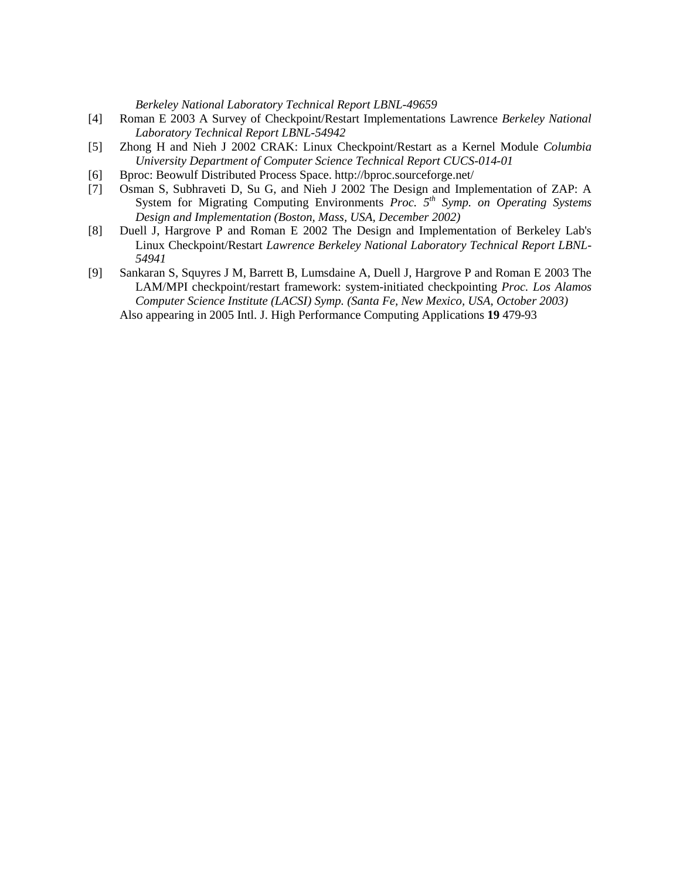*Berkeley National Laboratory Technical Report LBNL-49659*

[4] Roman E 2003 A Survey of Checkpoint/Restart Implementations Lawrence *Berkeley National Laboratory Technical Report LBNL-54942*

[5] Zhong H and Nieh J 2002 CRAK: Linux Checkpoint/Restart as a Kernel Module *Columbia University Department of Computer Science Technical Report CUCS-014-01*

[6] Bproc: Beowulf Distributed Process Space. http://bproc.sourceforge.net/

[7] Osman S, Subhraveti D, Su G, and Nieh J 2002 The Design and Implementation of ZAP: A System for Migrating Computing Environments *Proc. 5th Symp. on Operating Systems Design and Implementation (Boston, Mass, USA, December 2002)*

[8] Duell J, Hargrove P and Roman E 2002 The Design and Implementation of Berkeley Lab's Linux Checkpoint/Restart *Lawrence Berkeley National Laboratory Technical Report LBNL-54941*

[9] Sankaran S, Squyres J M, Barrett B, Lumsdaine A, Duell J, Hargrove P and Roman E 2003 The LAM/MPI checkpoint/restart framework: system-initiated checkpointing *Proc. Los Alamos Computer Science Institute (LACSI) Symp. (Santa Fe, New Mexico, USA, October 2003)* Also appearing in 2005 Intl. J. High Performance Computing Applications **19** 479-93